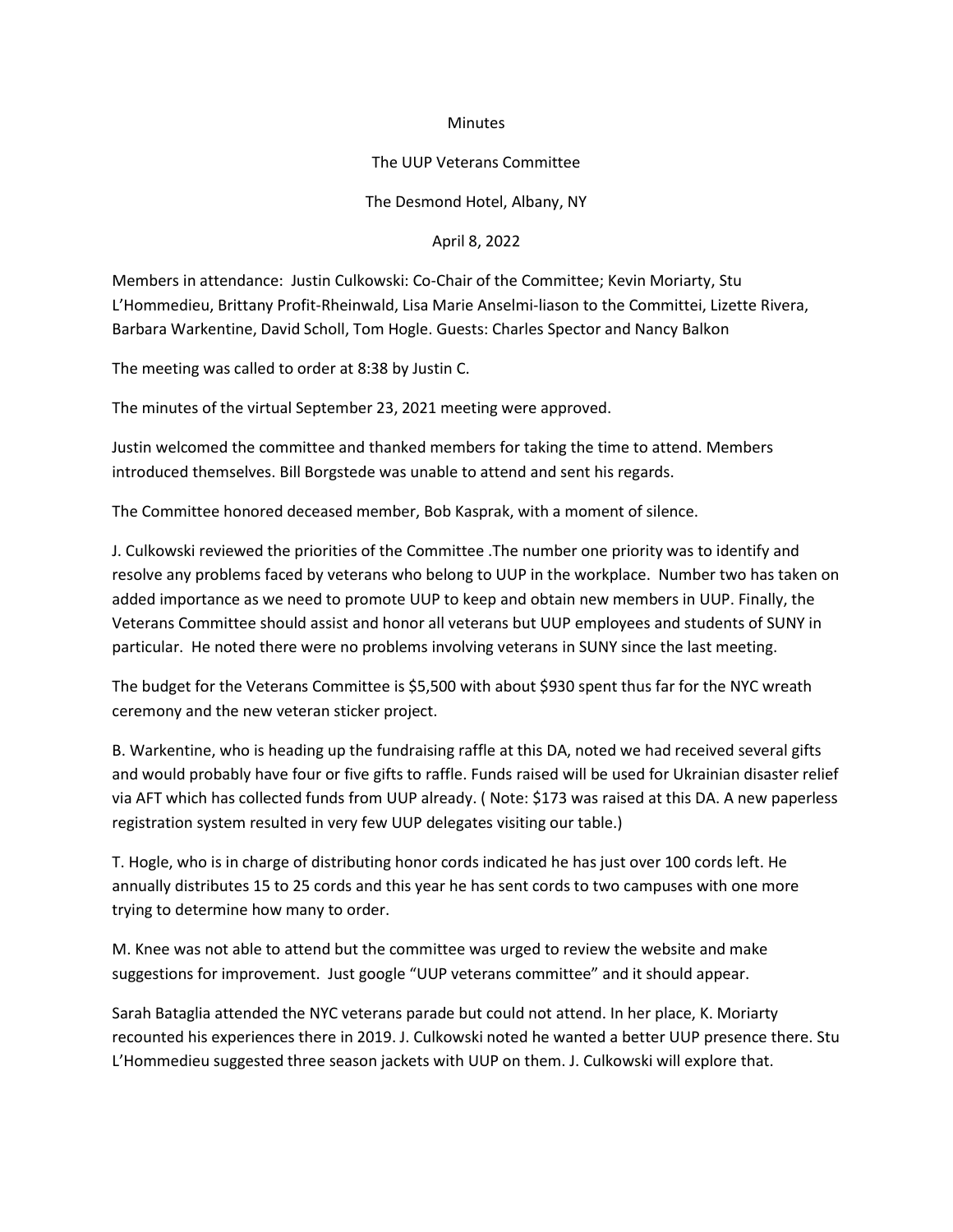Minutes

The UUP Veterans Committee

The Desmond Hotel, Albany, NY

April 8, 2022

Members in attendance: Justin Culkowski: Co-Chair of the Committee; Kevin Moriarty, Stu L'Hommedieu, Brittany Profit-Rheinwald, Lisa Marie Anselmi-liason to the Committei, Lizette Rivera, Barbara Warkentine, David Scholl, Tom Hogle. Guests: Charles Spector and Nancy Balkon

The meeting was called to order at 8:38 by Justin C.

The minutes of the virtual September 23, 2021 meeting were approved.

Justin welcomed the committee and thanked members for taking the time to attend. Members introduced themselves. Bill Borgstede was unable to attend and sent his regards.

The Committee honored deceased member, Bob Kasprak, with a moment of silence.

J. Culkowski reviewed the priorities of the Committee .The number one priority was to identify and resolve any problems faced by veterans who belong to UUP in the workplace. Number two has taken on added importance as we need to promote UUP to keep and obtain new members in UUP. Finally, the Veterans Committee should assist and honor all veterans but UUP employees and students of SUNY in particular. He noted there were no problems involving veterans in SUNY since the last meeting.

The budget for the Veterans Committee is $5,500 with about $930 spent thus far for the NYC wreath ceremony and the new veteran sticker project.

B. Warkentine, who is heading up the fundraising raffle at this DA, noted we had received several gifts and would probably have four or five gifts to raffle. Funds raised will be used for Ukrainian disaster relief via AFT which has collected funds from UUP already. ( Note: $173 was raised at this DA. A new paperless registration system resulted in very few UUP delegates visiting our table.)

T. Hogle, who is in charge of distributing honor cords indicated he has just over 100 cords left. He annually distributes 15 to 25 cords and this year he has sent cords to two campuses with one more trying to determine how many to order.

M. Knee was not able to attend but the committee was urged to review the website and make suggestions for improvement. Just google "UUP veterans committee" and it should appear.

Sarah Bataglia attended the NYC veterans parade but could not attend. In her place, K. Moriarty recounted his experiences there in 2019. J. Culkowski noted he wanted a better UUP presence there. Stu L'Hommedieu suggested three season jackets with UUP on them. J. Culkowski will explore that.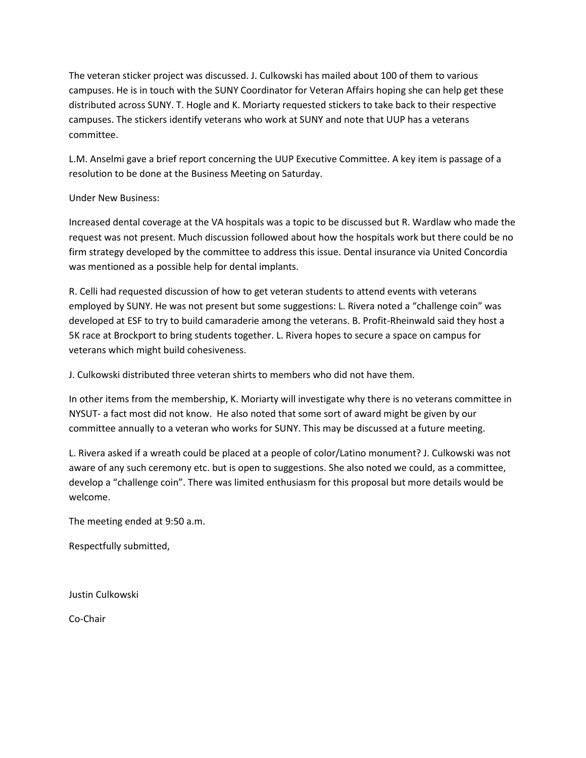The veteran sticker project was discussed. J. Culkowski has mailed about 100 of them to various campuses. He is in touch with the SUNY Coordinator for Veteran Affairs hoping she can help get these distributed across SUNY. T. Hogle and K. Moriarty requested stickers to take back to their respective campuses. The stickers identify veterans who work at SUNY and note that UUP has a veterans committee.

L.M. Anselmi gave a brief report concerning the UUP Executive Committee. A key item is passage of a resolution to be done at the Business Meeting on Saturday.

Under New Business:

Increased dental coverage at the VA hospitals was a topic to be discussed but R. Wardlaw who made the request was not present. Much discussion followed about how the hospitals work but there could be no firm strategy developed by the committee to address this issue. Dental insurance via United Concordia was mentioned as a possible help for dental implants.

R. Celli had requested discussion of how to get veteran students to attend events with veterans employed by SUNY. He was not present but some suggestions: L. Rivera noted a "challenge coin" was developed at ESF to try to build camaraderie among the veterans. B. Profit-Rheinwald said they host a 5K race at Brockport to bring students together. L. Rivera hopes to secure a space on campus for veterans which might build cohesiveness.

J. Culkowski distributed three veteran shirts to members who did not have them.

In other items from the membership, K. Moriarty will investigate why there is no veterans committee in NYSUT- a fact most did not know. He also noted that some sort of award might be given by our committee annually to a veteran who works for SUNY. This may be discussed at a future meeting.

L. Rivera asked if a wreath could be placed at a people of color/Latino monument? J. Culkowski was not aware of any such ceremony etc. but is open to suggestions. She also noted we could, as a committee, develop a "challenge coin". There was limited enthusiasm for this proposal but more details would be welcome.

The meeting ended at 9:50 a.m.

Respectfully submitted,

Justin Culkowski

Co-Chair